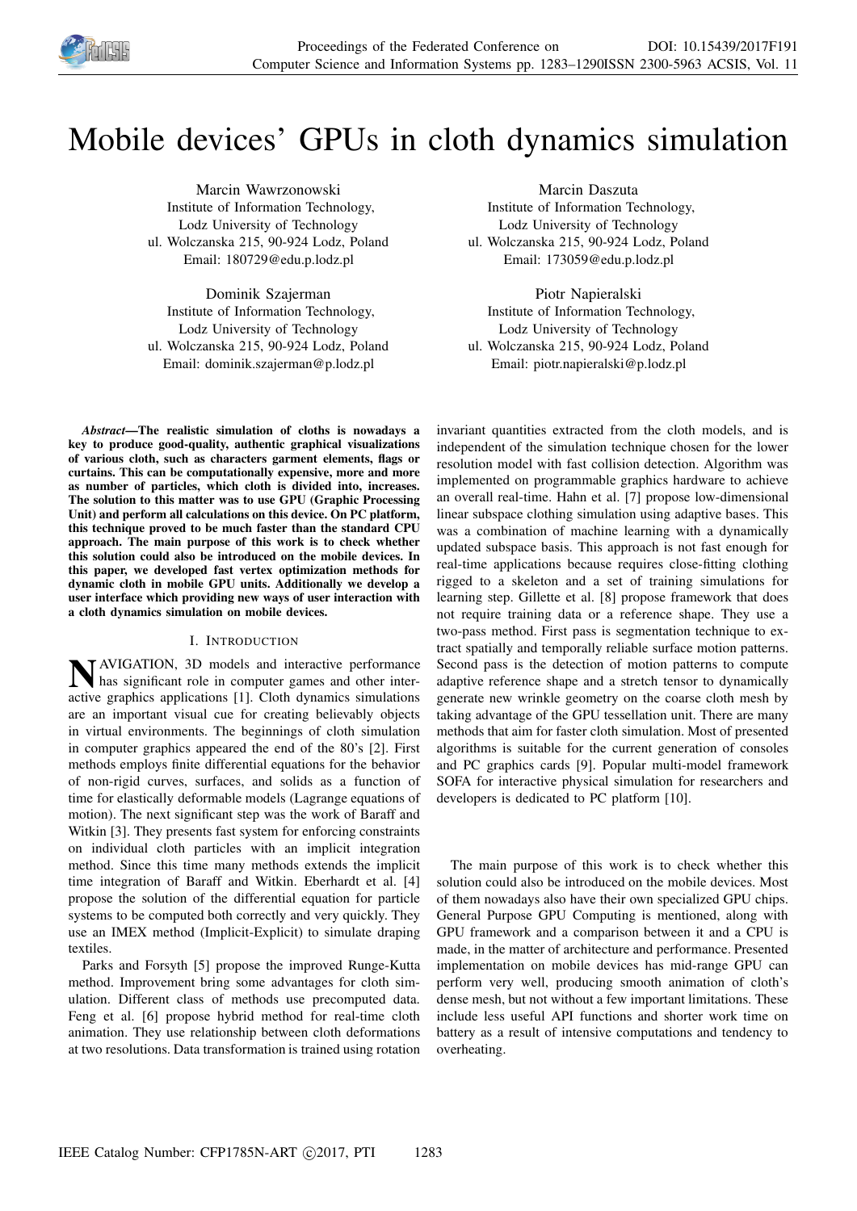# Mobile devices' GPUs in cloth dynamics simulation

Marcin Wawrzonowski
Institute of Information Technology,
Lodz University of Technology
ul. Wolczanska 215, 90-924 Lodz, Poland
Email: 180729@edu.p.lodz.pl

Marcin Daszuta
Institute of Information Technology,
Lodz University of Technology
ul. Wolczanska 215, 90-924 Lodz, Poland
Email: 173059@edu.p.lodz.pl

Dominik Szajerman
Institute of Information Technology,
Lodz University of Technology
ul. Wolczanska 215, 90-924 Lodz, Poland
Email: dominik.szajerman@p.lodz.pl

Piotr Napieralski
Institute of Information Technology,
Lodz University of Technology
ul. Wolczanska 215, 90-924 Lodz, Poland
Email: piotr.napieralski@p.lodz.pl

***Abstract*—The realistic simulation of cloths is nowadays a key to produce good-quality, authentic graphical visualizations of various cloth, such as characters garment elements, flags or curtains. This can be computationally expensive, more and more as number of particles, which cloth is divided into, increases. The solution to this matter was to use GPU (Graphic Processing Unit) and perform all calculations on this device. On PC platform, this technique proved to be much faster than the standard CPU approach. The main purpose of this work is to check whether this solution could also be introduced on the mobile devices. In this paper, we developed fast vertex optimization methods for dynamic cloth in mobile GPU units. Additionally we develop a user interface which providing new ways of user interaction with a cloth dynamics simulation on mobile devices.**

## I. Introduction

NAVIGATION, 3D models and interactive performance has significant role in computer games and other interactive graphics applications [1]. Cloth dynamics simulations are an important visual cue for creating believably objects in virtual environments. The beginnings of cloth simulation in computer graphics appeared the end of the 80's [2]. First methods employs finite differential equations for the behavior of non-rigid curves, surfaces, and solids as a function of time for elastically deformable models (Lagrange equations of motion). The next significant step was the work of Baraff and Witkin [3]. They presents fast system for enforcing constraints on individual cloth particles with an implicit integration method. Since this time many methods extends the implicit time integration of Baraff and Witkin. Eberhardt et al. [4] propose the solution of the differential equation for particle systems to be computed both correctly and very quickly. They use an IMEX method (Implicit-Explicit) to simulate draping textiles.

Parks and Forsyth [5] propose the improved Runge-Kutta method. Improvement bring some advantages for cloth simulation. Different class of methods use precomputed data. Feng et al. [6] propose hybrid method for real-time cloth animation. They use relationship between cloth deformations at two resolutions. Data transformation is trained using rotation invariant quantities extracted from the cloth models, and is independent of the simulation technique chosen for the lower resolution model with fast collision detection. Algorithm was implemented on programmable graphics hardware to achieve an overall real-time. Hahn et al. [7] propose low-dimensional linear subspace clothing simulation using adaptive bases. This was a combination of machine learning with a dynamically updated subspace basis. This approach is not fast enough for real-time applications because requires close-fitting clothing rigged to a skeleton and a set of training simulations for learning step. Gillette et al. [8] propose framework that does not require training data or a reference shape. They use a two-pass method. First pass is segmentation technique to extract spatially and temporally reliable surface motion patterns. Second pass is the detection of motion patterns to compute adaptive reference shape and a stretch tensor to dynamically generate new wrinkle geometry on the coarse cloth mesh by taking advantage of the GPU tessellation unit. There are many methods that aim for faster cloth simulation. Most of presented algorithms is suitable for the current generation of consoles and PC graphics cards [9]. Popular multi-model framework SOFA for interactive physical simulation for researchers and developers is dedicated to PC platform [10].

The main purpose of this work is to check whether this solution could also be introduced on the mobile devices. Most of them nowadays also have their own specialized GPU chips. General Purpose GPU Computing is mentioned, along with GPU framework and a comparison between it and a CPU is made, in the matter of architecture and performance. Presented implementation on mobile devices has mid-range GPU can perform very well, producing smooth animation of cloth's dense mesh, but not without a few important limitations. These include less useful API functions and shorter work time on battery as a result of intensive computations and tendency to overheating.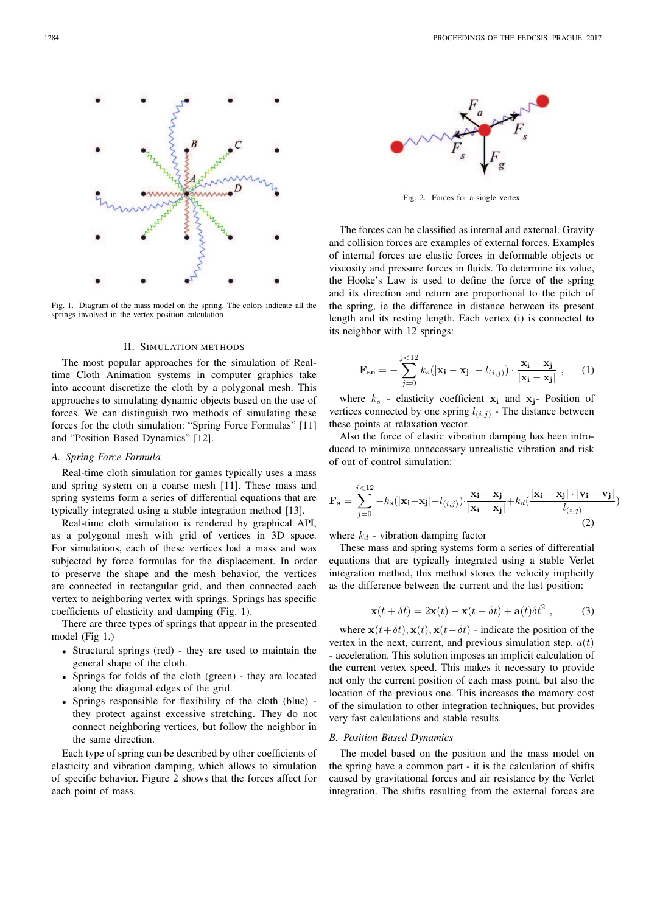Fig. 1. Diagram of the mass model on the spring. The colors indicate all the springs involved in the vertex position calculation

## II. Simulation Methods

The most popular approaches for the simulation of Real-time Cloth Animation systems in computer graphics take into account discretize the cloth by a polygonal mesh. This approaches to simulating dynamic objects based on the use of forces. We can distinguish two methods of simulating these forces for the cloth simulation: "Spring Force Formulas" [11] and "Position Based Dynamics" [12].

### A. Spring Force Formula

Real-time cloth simulation for games typically uses a mass and spring system on a coarse mesh [11]. These mass and spring systems form a series of differential equations that are typically integrated using a stable integration method [13].

Real-time cloth simulation is rendered by graphical API, as a polygonal mesh with grid of vertices in 3D space. For simulations, each of these vertices had a mass and was subjected by force formulas for the displacement. In order to preserve the shape and the mesh behavior, the vertices are connected in rectangular grid, and then connected each vertex to neighboring vertex with springs. Springs has specific coefficients of elasticity and damping (Fig. 1).

There are three types of springs that appear in the presented model (Fig 1.)

- Structural springs (red) - they are used to maintain the general shape of the cloth.
- Springs for folds of the cloth (green) - they are located along the diagonal edges of the grid.
- Springs responsible for flexibility of the cloth (blue) - they protect against excessive stretching. They do not connect neighboring vertices, but follow the neighbor in the same direction.

Each type of spring can be described by other coefficients of elasticity and vibration damping, which allows to simulation of specific behavior. Figure 2 shows that the forces affect for each point of mass.

Fig. 2. Forces for a single vertex

The forces can be classified as internal and external. Gravity and collision forces are examples of external forces. Examples of internal forces are elastic forces in deformable objects or viscosity and pressure forces in fluids. To determine its value, the Hooke's Law is used to define the force of the spring and its direction and return are proportional to the pitch of the spring, ie the difference in distance between its present length and its resting length. Each vertex (i) is connected to its neighbor with 12 springs:

$$\mathbf{F_{se}} = -\sum_{j=0}^{j<12} k_s(|\mathbf{x_i} - \mathbf{x_j}| - l_{(i,j)}) \cdot \frac{\mathbf{x_i} - \mathbf{x_j}}{|\mathbf{x_i} - \mathbf{x_j}|} , \quad (1)$$

where $k_s$ - elasticity coefficient $\mathbf{x_i}$ and $\mathbf{x_j}$- Position of vertices connected by one spring $l_{(i,j)}$ - The distance between these points at relaxation vector.

Also the force of elastic vibration damping has been introduced to minimize unnecessary unrealistic vibration and risk of out of control simulation:

$$\mathbf{F_s} = \sum_{j=0}^{j<12} -k_s(|\mathbf{x_i}-\mathbf{x_j}|-l_{(i,j)}) \cdot \frac{\mathbf{x_i} - \mathbf{x_j}}{|\mathbf{x_i} - \mathbf{x_j}|} + k_d(\frac{|\mathbf{x_i} - \mathbf{x_j}| \cdot |\mathbf{v_i} - \mathbf{v_j}|}{l_{(i,j)}}) \quad (2)$$

where $k_d$ - vibration damping factor

These mass and spring systems form a series of differential equations that are typically integrated using a stable Verlet integration method, this method stores the velocity implicitly as the difference between the current and the last position:

$$\mathbf{x}(t + \delta t) = 2\mathbf{x}(t) - \mathbf{x}(t - \delta t) + \mathbf{a}(t)\delta t^2 , \quad (3)$$

where $\mathbf{x}(t+\delta t), \mathbf{x}(t), \mathbf{x}(t-\delta t)$ - indicate the position of the vertex in the next, current, and previous simulation step. $a(t)$ - acceleration. This solution imposes an implicit calculation of the current vertex speed. This makes it necessary to provide not only the current position of each mass point, but also the location of the previous one. This increases the memory cost of the simulation to other integration techniques, but provides very fast calculations and stable results.

### B. Position Based Dynamics

The model based on the position and the mass model on the spring have a common part - it is the calculation of shifts caused by gravitational forces and air resistance by the Verlet integration. The shifts resulting from the external forces are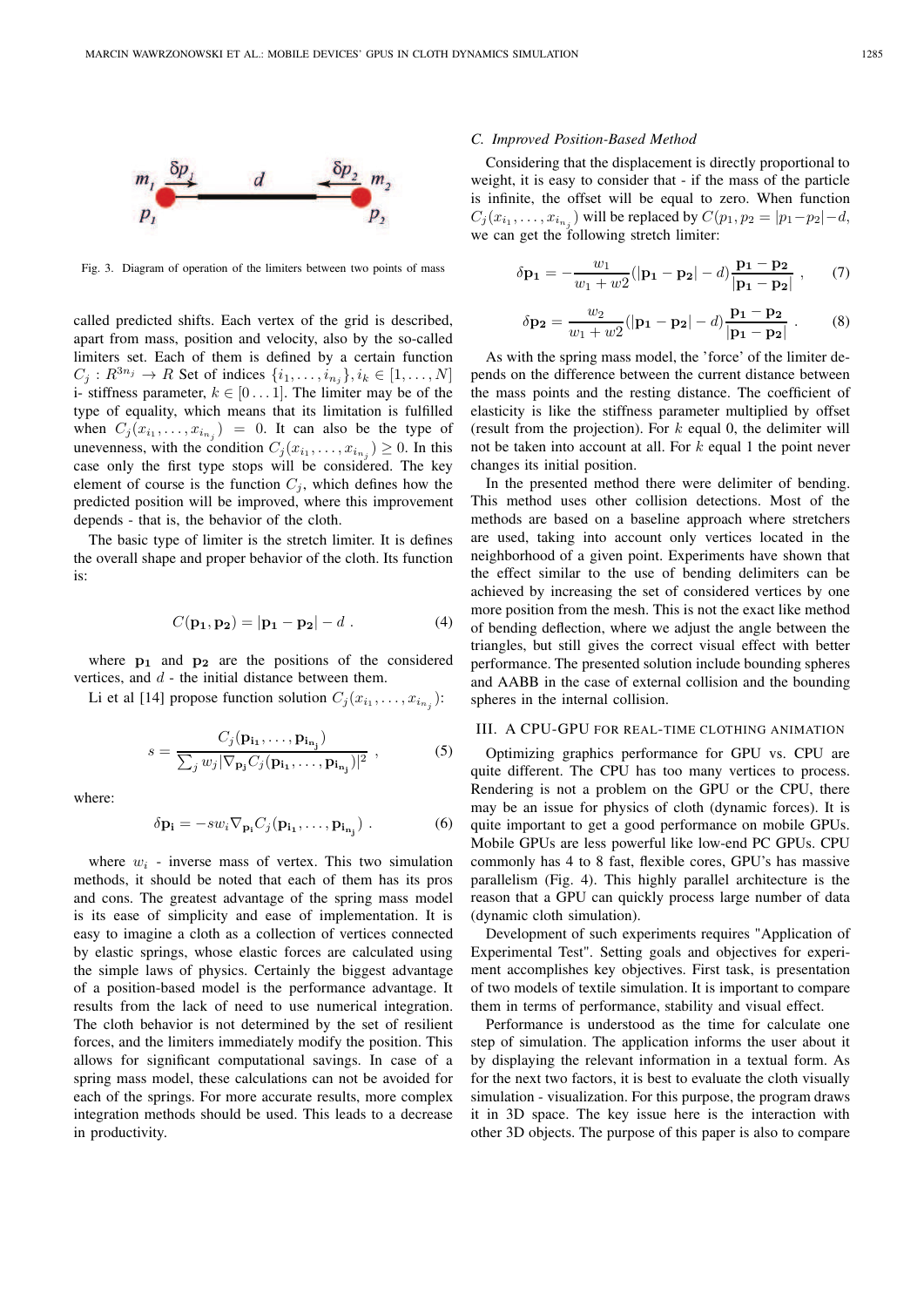Fig. 3. Diagram of operation of the limiters between two points of mass

called predicted shifts. Each vertex of the grid is described, apart from mass, position and velocity, also by the so-called limiters set. Each of them is defined by a certain function $C_j : R^{3n_j} \rightarrow R$ Set of indices $\{i_1, \ldots, i_{n_j}\}, i_k \in [1, \ldots, N]$ i- stiffness parameter, $k \in [0 \ldots 1]$. The limiter may be of the type of equality, which means that its limitation is fulfilled when $C_j(x_{i_1}, \ldots, x_{i_{n_j}}) = 0$. It can also be the type of unevenness, with the condition $C_j(x_{i_1}, \ldots, x_{i_{n_j}}) \geq 0$. In this case only the first type stops will be considered. The key element of course is the function $C_j$, which defines how the predicted position will be improved, where this improvement depends - that is, the behavior of the cloth.

The basic type of limiter is the stretch limiter. It is defines the overall shape and proper behavior of the cloth. Its function is:

$$C(\mathbf{p_1}, \mathbf{p_2}) = |\mathbf{p_1} - \mathbf{p_2}| - d \ . \tag{4}$$

where $\mathbf{p_1}$ and $\mathbf{p_2}$ are the positions of the considered vertices, and $d$ - the initial distance between them.

Li et al [14] propose function solution $C_j(x_{i_1}, \ldots, x_{i_{n_j}})$:

$$s = \frac{C_j(\mathbf{p_{i_1}}, \ldots, \mathbf{p_{i_{n_j}}})}{\sum_j w_j |\nabla_{\mathbf{p_j}} C_j(\mathbf{p_{i_1}}, \ldots, \mathbf{p_{i_{n_j}}})|^2} \ , \tag{5}$$

where:

$$\delta\mathbf{p_i} = -s w_i \nabla_{\mathbf{p_i}} C_j(\mathbf{p_{i_1}}, \ldots, \mathbf{p_{i_{n_j}}}) \ . \tag{6}$$

where $w_i$ - inverse mass of vertex. This two simulation methods, it should be noted that each of them has its pros and cons. The greatest advantage of the spring mass model is its ease of simplicity and ease of implementation. It is easy to imagine a cloth as a collection of vertices connected by elastic springs, whose elastic forces are calculated using the simple laws of physics. Certainly the biggest advantage of a position-based model is the performance advantage. It results from the lack of need to use numerical integration. The cloth behavior is not determined by the set of resilient forces, and the limiters immediately modify the position. This allows for significant computational savings. In case of a spring mass model, these calculations can not be avoided for each of the springs. For more accurate results, more complex integration methods should be used. This leads to a decrease in productivity.

### C. Improved Position-Based Method

Considering that the displacement is directly proportional to weight, it is easy to consider that - if the mass of the particle is infinite, the offset will be equal to zero. When function $C_j(x_{i_1}, \ldots, x_{i_{n_j}})$ will be replaced by $C(p_1, p_2 = |p_1 - p_2| - d$, we can get the following stretch limiter:

$$\delta\mathbf{p_1} = -\frac{w_1}{w_1 + w2}(|\mathbf{p_1} - \mathbf{p_2}| - d)\frac{\mathbf{p_1} - \mathbf{p_2}}{|\mathbf{p_1} - \mathbf{p_2}|} \ , \tag{7}$$

$$\delta\mathbf{p_2} = \frac{w_2}{w_1 + w2}(|\mathbf{p_1} - \mathbf{p_2}| - d)\frac{\mathbf{p_1} - \mathbf{p_2}}{|\mathbf{p_1} - \mathbf{p_2}|} \ . \tag{8}$$

As with the spring mass model, the 'force' of the limiter depends on the difference between the current distance between the mass points and the resting distance. The coefficient of elasticity is like the stiffness parameter multiplied by offset (result from the projection). For $k$ equal 0, the delimiter will not be taken into account at all. For $k$ equal 1 the point never changes its initial position.

In the presented method there were delimiter of bending. This method uses other collision detections. Most of the methods are based on a baseline approach where stretchers are used, taking into account only vertices located in the neighborhood of a given point. Experiments have shown that the effect similar to the use of bending delimiters can be achieved by increasing the set of considered vertices by one more position from the mesh. This is not the exact like method of bending deflection, where we adjust the angle between the triangles, but still gives the correct visual effect with better performance. The presented solution include bounding spheres and AABB in the case of external collision and the bounding spheres in the internal collision.

## III. A CPU-GPU for real-time clothing animation

Optimizing graphics performance for GPU vs. CPU are quite different. The CPU has too many vertices to process. Rendering is not a problem on the GPU or the CPU, there may be an issue for physics of cloth (dynamic forces). It is quite important to get a good performance on mobile GPUs. Mobile GPUs are less powerful like low-end PC GPUs. CPU commonly has 4 to 8 fast, flexible cores, GPU's has massive parallelism (Fig. 4). This highly parallel architecture is the reason that a GPU can quickly process large number of data (dynamic cloth simulation).

Development of such experiments requires "Application of Experimental Test". Setting goals and objectives for experiment accomplishes key objectives. First task, is presentation of two models of textile simulation. It is important to compare them in terms of performance, stability and visual effect.

Performance is understood as the time for calculate one step of simulation. The application informs the user about it by displaying the relevant information in a textual form. As for the next two factors, it is best to evaluate the cloth visually simulation - visualization. For this purpose, the program draws it in 3D space. The key issue here is the interaction with other 3D objects. The purpose of this paper is also to compare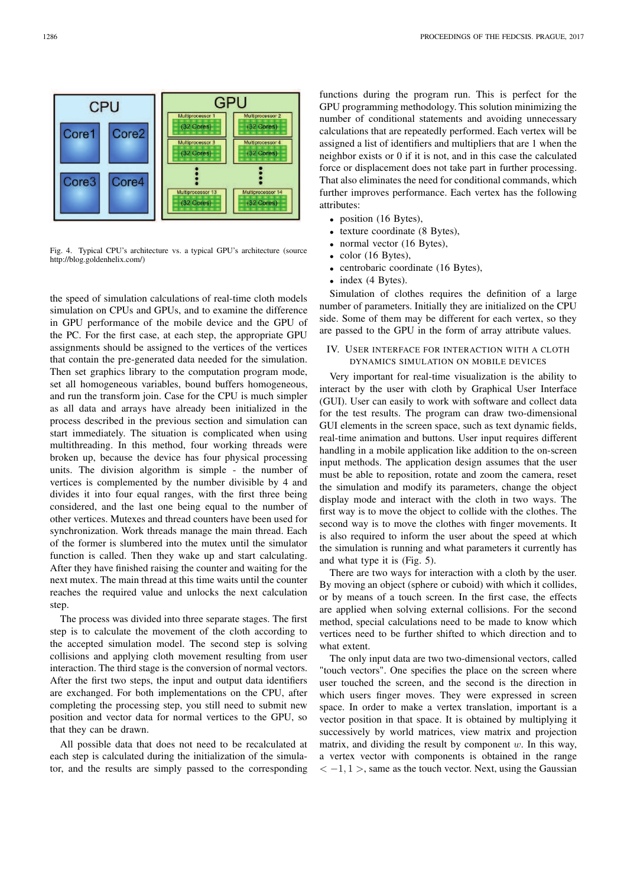Fig. 4. Typical CPU's architecture vs. a typical GPU's architecture (source http://blog.goldenhelix.com/)

the speed of simulation calculations of real-time cloth models simulation on CPUs and GPUs, and to examine the difference in GPU performance of the mobile device and the GPU of the PC. For the first case, at each step, the appropriate GPU assignments should be assigned to the vertices of the vertices that contain the pre-generated data needed for the simulation. Then set graphics library to the computation program mode, set all homogeneous variables, bound buffers homogeneous, and run the transform join. Case for the CPU is much simpler as all data and arrays have already been initialized in the process described in the previous section and simulation can start immediately. The situation is complicated when using multithreading. In this method, four working threads were broken up, because the device has four physical processing units. The division algorithm is simple - the number of vertices is complemented by the number divisible by 4 and divides it into four equal ranges, with the first three being considered, and the last one being equal to the number of other vertices. Mutexes and thread counters have been used for synchronization. Work threads manage the main thread. Each of the former is slumbered into the mutex until the simulator function is called. Then they wake up and start calculating. After they have finished raising the counter and waiting for the next mutex. The main thread at this time waits until the counter reaches the required value and unlocks the next calculation step.

The process was divided into three separate stages. The first step is to calculate the movement of the cloth according to the accepted simulation model. The second step is solving collisions and applying cloth movement resulting from user interaction. The third stage is the conversion of normal vectors. After the first two steps, the input and output data identifiers are exchanged. For both implementations on the CPU, after completing the processing step, you still need to submit new position and vector data for normal vertices to the GPU, so that they can be drawn.

All possible data that does not need to be recalculated at each step is calculated during the initialization of the simulator, and the results are simply passed to the corresponding functions during the program run. This is perfect for the GPU programming methodology. This solution minimizing the number of conditional statements and avoiding unnecessary calculations that are repeatedly performed. Each vertex will be assigned a list of identifiers and multipliers that are 1 when the neighbor exists or 0 if it is not, and in this case the calculated force or displacement does not take part in further processing. That also eliminates the need for conditional commands, which further improves performance. Each vertex has the following attributes:

- position (16 Bytes),
- texture coordinate (8 Bytes),
- normal vector (16 Bytes),
- color (16 Bytes),
- centrobaric coordinate (16 Bytes),
- index (4 Bytes).

Simulation of clothes requires the definition of a large number of parameters. Initially they are initialized on the CPU side. Some of them may be different for each vertex, so they are passed to the GPU in the form of array attribute values.

## IV. User interface for interaction with a cloth dynamics simulation on mobile devices

Very important for real-time visualization is the ability to interact by the user with cloth by Graphical User Interface (GUI). User can easily to work with software and collect data for the test results. The program can draw two-dimensional GUI elements in the screen space, such as text dynamic fields, real-time animation and buttons. User input requires different handling in a mobile application like addition to the on-screen input methods. The application design assumes that the user must be able to reposition, rotate and zoom the camera, reset the simulation and modify its parameters, change the object display mode and interact with the cloth in two ways. The first way is to move the object to collide with the clothes. The second way is to move the clothes with finger movements. It is also required to inform the user about the speed at which the simulation is running and what parameters it currently has and what type it is (Fig. 5).

There are two ways for interaction with a cloth by the user. By moving an object (sphere or cuboid) with which it collides, or by means of a touch screen. In the first case, the effects are applied when solving external collisions. For the second method, special calculations need to be made to know which vertices need to be further shifted to which direction and to what extent.

The only input data are two two-dimensional vectors, called "touch vectors". One specifies the place on the screen where user touched the screen, and the second is the direction in which users finger moves. They were expressed in screen space. In order to make a vertex translation, important is a vector position in that space. It is obtained by multiplying it successively by world matrices, view matrix and projection matrix, and dividing the result by component $w$. In this way, a vertex vector with components is obtained in the range $< -1, 1 >$, same as the touch vector. Next, using the Gaussian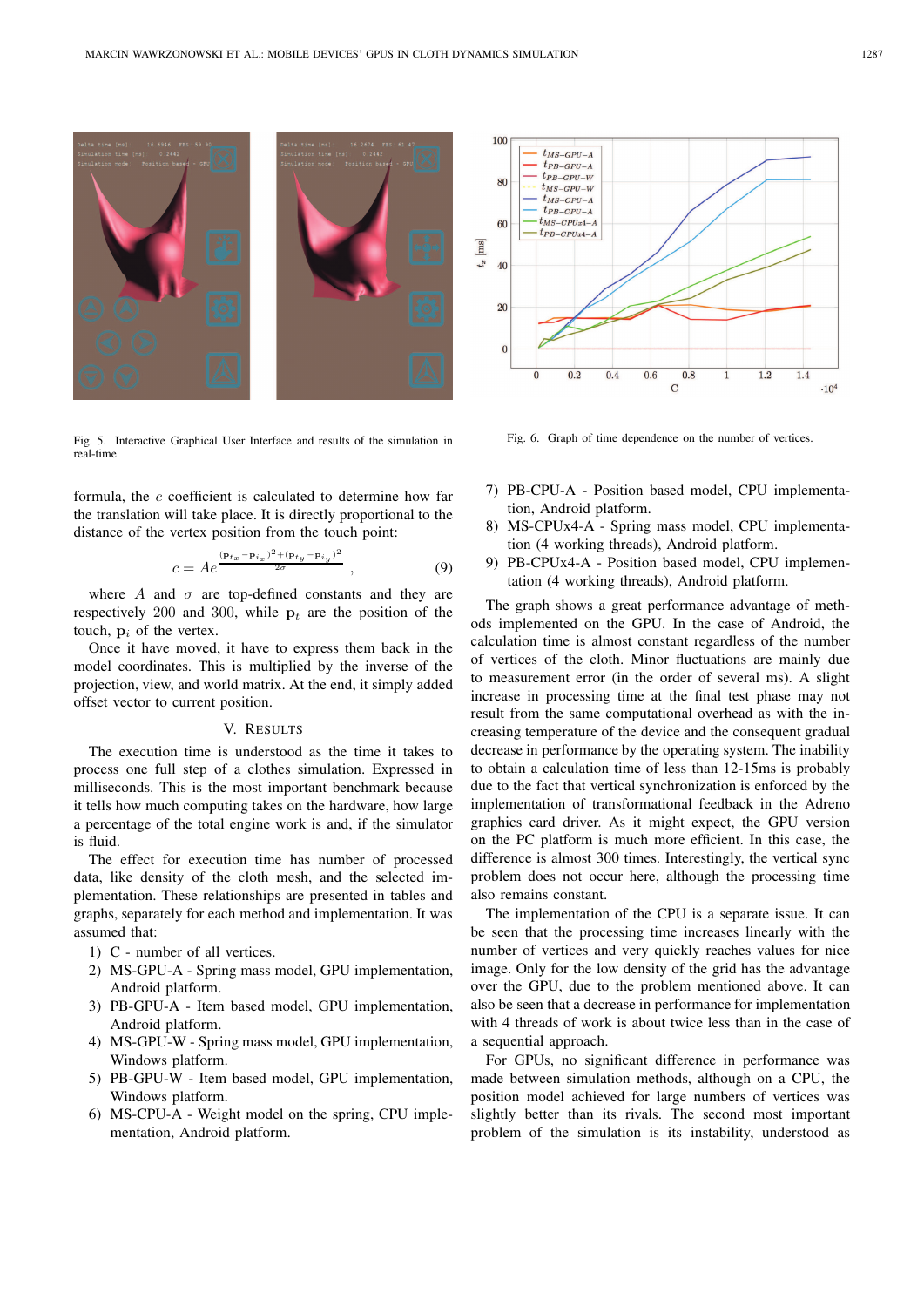Fig. 5. Interactive Graphical User Interface and results of the simulation in real-time

Fig. 6. Graph of time dependence on the number of vertices.

formula, the $c$ coefficient is calculated to determine how far the translation will take place. It is directly proportional to the distance of the vertex position from the touch point:

$$c = Ae^{\frac{(\mathbf{p}_{t_x} - \mathbf{p}_{i_x})^2 + (\mathbf{p}_{t_y} - \mathbf{p}_{i_y})^2}{2\sigma}}, \tag{9}$$

where $A$ and $\sigma$ are top-defined constants and they are respectively 200 and 300, while $\mathbf{p}_t$ are the position of the touch, $\mathbf{p}_i$ of the vertex.

Once it have moved, it have to express them back in the model coordinates. This is multiplied by the inverse of the projection, view, and world matrix. At the end, it simply added offset vector to current position.

## V. Results

The execution time is understood as the time it takes to process one full step of a clothes simulation. Expressed in milliseconds. This is the most important benchmark because it tells how much computing takes on the hardware, how large a percentage of the total engine work is and, if the simulator is fluid.

The effect for execution time has number of processed data, like density of the cloth mesh, and the selected implementation. These relationships are presented in tables and graphs, separately for each method and implementation. It was assumed that:

1) C - number of all vertices.
2) MS-GPU-A - Spring mass model, GPU implementation, Android platform.
3) PB-GPU-A - Item based model, GPU implementation, Android platform.
4) MS-GPU-W - Spring mass model, GPU implementation, Windows platform.
5) PB-GPU-W - Item based model, GPU implementation, Windows platform.
6) MS-CPU-A - Weight model on the spring, CPU implementation, Android platform.
7) PB-CPU-A - Position based model, CPU implementation, Android platform.
8) MS-CPUx4-A - Spring mass model, CPU implementation (4 working threads), Android platform.
9) PB-CPUx4-A - Position based model, CPU implementation (4 working threads), Android platform.

The graph shows a great performance advantage of methods implemented on the GPU. In the case of Android, the calculation time is almost constant regardless of the number of vertices of the cloth. Minor fluctuations are mainly due to measurement error (in the order of several ms). A slight increase in processing time at the final test phase may not result from the same computational overhead as with the increasing temperature of the device and the consequent gradual decrease in performance by the operating system. The inability to obtain a calculation time of less than 12-15ms is probably due to the fact that vertical synchronization is enforced by the implementation of transformational feedback in the Adreno graphics card driver. As it might expect, the GPU version on the PC platform is much more efficient. In this case, the difference is almost 300 times. Interestingly, the vertical sync problem does not occur here, although the processing time also remains constant.

The implementation of the CPU is a separate issue. It can be seen that the processing time increases linearly with the number of vertices and very quickly reaches values for nice image. Only for the low density of the grid has the advantage over the GPU, due to the problem mentioned above. It can also be seen that a decrease in performance for implementation with 4 threads of work is about twice less than in the case of a sequential approach.

For GPUs, no significant difference in performance was made between simulation methods, although on a CPU, the position model achieved for large numbers of vertices was slightly better than its rivals. The second most important problem of the simulation is its instability, understood as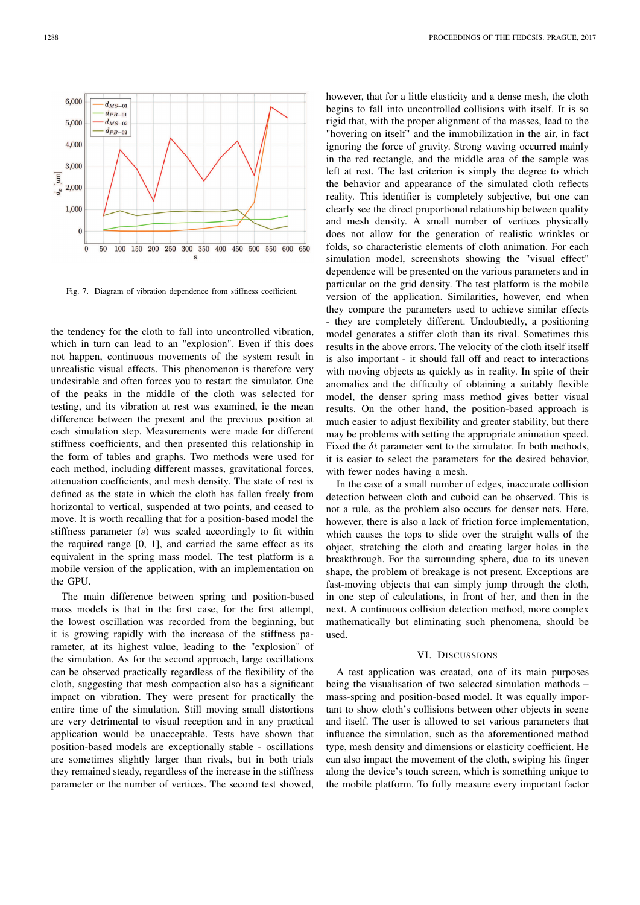6,000
5,000
4,000
3,000
2,000
1,000
0

$d_z$ [$\mu m$]

0 50 100 150 200 250 300 350 400 450 500 550 600 650

s

$d_{MS-01}$
$d_{PB-01}$
$d_{MS-02}$
$d_{PB-02}$

Fig. 7. Diagram of vibration dependence from stiffness coefficient.

the tendency for the cloth to fall into uncontrolled vibration, which in turn can lead to an "explosion". Even if this does not happen, continuous movements of the system result in unrealistic visual effects. This phenomenon is therefore very undesirable and often forces you to restart the simulator. One of the peaks in the middle of the cloth was selected for testing, and its vibration at rest was examined, ie the mean difference between the present and the previous position at each simulation step. Measurements were made for different stiffness coefficients, and then presented this relationship in the form of tables and graphs. Two methods were used for each method, including different masses, gravitational forces, attenuation coefficients, and mesh density. The state of rest is defined as the state in which the cloth has fallen freely from horizontal to vertical, suspended at two points, and ceased to move. It is worth recalling that for a position-based model the stiffness parameter ($s$) was scaled accordingly to fit within the required range [0, 1], and carried the same effect as its equivalent in the spring mass model. The test platform is a mobile version of the application, with an implementation on the GPU.

The main difference between spring and position-based mass models is that in the first case, for the first attempt, the lowest oscillation was recorded from the beginning, but it is growing rapidly with the increase of the stiffness parameter, at its highest value, leading to the "explosion" of the simulation. As for the second approach, large oscillations can be observed practically regardless of the flexibility of the cloth, suggesting that mesh compaction also has a significant impact on vibration. They were present for practically the entire time of the simulation. Still moving small distortions are very detrimental to visual reception and in any practical application would be unacceptable. Tests have shown that position-based models are exceptionally stable - oscillations are sometimes slightly larger than rivals, but in both trials they remained steady, regardless of the increase in the stiffness parameter or the number of vertices. The second test showed, however, that for a little elasticity and a dense mesh, the cloth begins to fall into uncontrolled collisions with itself. It is so rigid that, with the proper alignment of the masses, lead to the "hovering on itself" and the immobilization in the air, in fact ignoring the force of gravity. Strong waving occurred mainly in the red rectangle, and the middle area of the sample was left at rest. The last criterion is simply the degree to which the behavior and appearance of the simulated cloth reflects reality. This identifier is completely subjective, but one can clearly see the direct proportional relationship between quality and mesh density. A small number of vertices physically does not allow for the generation of realistic wrinkles or folds, so characteristic elements of cloth animation. For each simulation model, screenshots showing the "visual effect" dependence will be presented on the various parameters and in particular on the grid density. The test platform is the mobile version of the application. Similarities, however, end when they compare the parameters used to achieve similar effects - they are completely different. Undoubtedly, a positioning model generates a stiffer cloth than its rival. Sometimes this results in the above errors. The velocity of the cloth itself itself is also important - it should fall off and react to interactions with moving objects as quickly as in reality. In spite of their anomalies and the difficulty of obtaining a suitably flexible model, the denser spring mass method gives better visual results. On the other hand, the position-based approach is much easier to adjust flexibility and greater stability, but there may be problems with setting the appropriate animation speed. Fixed the $\delta t$ parameter sent to the simulator. In both methods, it is easier to select the parameters for the desired behavior, with fewer nodes having a mesh.

In the case of a small number of edges, inaccurate collision detection between cloth and cuboid can be observed. This is not a rule, as the problem also occurs for denser nets. Here, however, there is also a lack of friction force implementation, which causes the tops to slide over the straight walls of the object, stretching the cloth and creating larger holes in the breakthrough. For the surrounding sphere, due to its uneven shape, the problem of breakage is not present. Exceptions are fast-moving objects that can simply jump through the cloth, in one step of calculations, in front of her, and then in the next. A continuous collision detection method, more complex mathematically but eliminating such phenomena, should be used.

## VI. Discussions

A test application was created, one of its main purposes being the visualisation of two selected simulation methods – mass-spring and position-based model. It was equally important to show cloth's collisions between other objects in scene and itself. The user is allowed to set various parameters that influence the simulation, such as the aforementioned method type, mesh density and dimensions or elasticity coefficient. He can also impact the movement of the cloth, swiping his finger along the device's touch screen, which is something unique to the mobile platform. To fully measure every important factor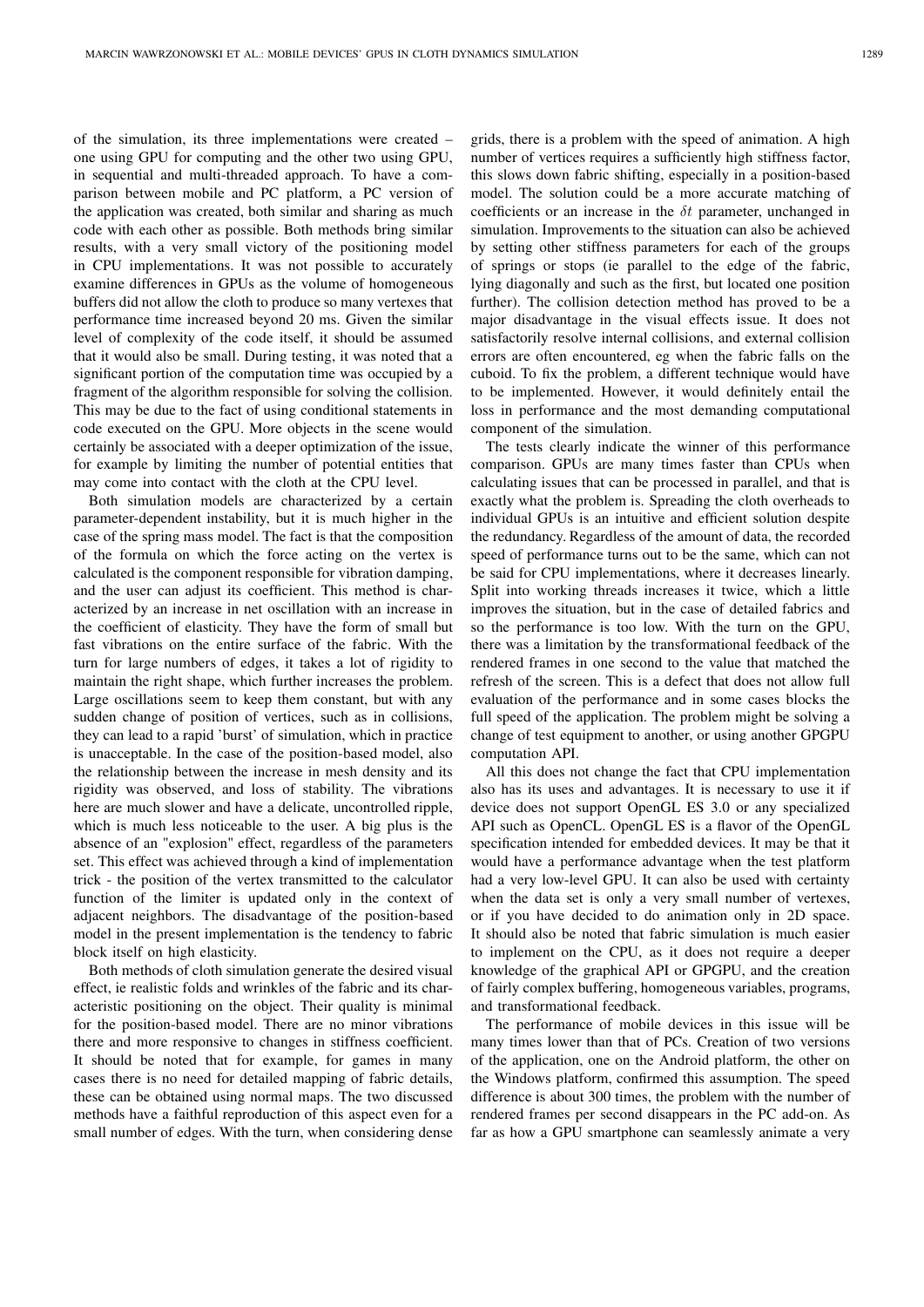of the simulation, its three implementations were created – one using GPU for computing and the other two using GPU, in sequential and multi-threaded approach. To have a comparison between mobile and PC platform, a PC version of the application was created, both similar and sharing as much code with each other as possible. Both methods bring similar results, with a very small victory of the positioning model in CPU implementations. It was not possible to accurately examine differences in GPUs as the volume of homogeneous buffers did not allow the cloth to produce so many vertexes that performance time increased beyond 20 ms. Given the similar level of complexity of the code itself, it should be assumed that it would also be small. During testing, it was noted that a significant portion of the computation time was occupied by a fragment of the algorithm responsible for solving the collision. This may be due to the fact of using conditional statements in code executed on the GPU. More objects in the scene would certainly be associated with a deeper optimization of the issue, for example by limiting the number of potential entities that may come into contact with the cloth at the CPU level.

Both simulation models are characterized by a certain parameter-dependent instability, but it is much higher in the case of the spring mass model. The fact is that the composition of the formula on which the force acting on the vertex is calculated is the component responsible for vibration damping, and the user can adjust its coefficient. This method is characterized by an increase in net oscillation with an increase in the coefficient of elasticity. They have the form of small but fast vibrations on the entire surface of the fabric. With the turn for large numbers of edges, it takes a lot of rigidity to maintain the right shape, which further increases the problem. Large oscillations seem to keep them constant, but with any sudden change of position of vertices, such as in collisions, they can lead to a rapid 'burst' of simulation, which in practice is unacceptable. In the case of the position-based model, also the relationship between the increase in mesh density and its rigidity was observed, and loss of stability. The vibrations here are much slower and have a delicate, uncontrolled ripple, which is much less noticeable to the user. A big plus is the absence of an "explosion" effect, regardless of the parameters set. This effect was achieved through a kind of implementation trick - the position of the vertex transmitted to the calculator function of the limiter is updated only in the context of adjacent neighbors. The disadvantage of the position-based model in the present implementation is the tendency to fabric block itself on high elasticity.

Both methods of cloth simulation generate the desired visual effect, ie realistic folds and wrinkles of the fabric and its characteristic positioning on the object. Their quality is minimal for the position-based model. There are no minor vibrations there and more responsive to changes in stiffness coefficient. It should be noted that for example, for games in many cases there is no need for detailed mapping of fabric details, these can be obtained using normal maps. The two discussed methods have a faithful reproduction of this aspect even for a small number of edges. With the turn, when considering dense grids, there is a problem with the speed of animation. A high number of vertices requires a sufficiently high stiffness factor, this slows down fabric shifting, especially in a position-based model. The solution could be a more accurate matching of coefficients or an increase in the $\delta t$ parameter, unchanged in simulation. Improvements to the situation can also be achieved by setting other stiffness parameters for each of the groups of springs or stops (ie parallel to the edge of the fabric, lying diagonally and such as the first, but located one position further). The collision detection method has proved to be a major disadvantage in the visual effects issue. It does not satisfactorily resolve internal collisions, and external collision errors are often encountered, eg when the fabric falls on the cuboid. To fix the problem, a different technique would have to be implemented. However, it would definitely entail the loss in performance and the most demanding computational component of the simulation.

The tests clearly indicate the winner of this performance comparison. GPUs are many times faster than CPUs when calculating issues that can be processed in parallel, and that is exactly what the problem is. Spreading the cloth overheads to individual GPUs is an intuitive and efficient solution despite the redundancy. Regardless of the amount of data, the recorded speed of performance turns out to be the same, which can not be said for CPU implementations, where it decreases linearly. Split into working threads increases it twice, which a little improves the situation, but in the case of detailed fabrics and so the performance is too low. With the turn on the GPU, there was a limitation by the transformational feedback of the rendered frames in one second to the value that matched the refresh of the screen. This is a defect that does not allow full evaluation of the performance and in some cases blocks the full speed of the application. The problem might be solving a change of test equipment to another, or using another GPGPU computation API.

All this does not change the fact that CPU implementation also has its uses and advantages. It is necessary to use it if device does not support OpenGL ES 3.0 or any specialized API such as OpenCL. OpenGL ES is a flavor of the OpenGL specification intended for embedded devices. It may be that it would have a performance advantage when the test platform had a very low-level GPU. It can also be used with certainty when the data set is only a very small number of vertexes, or if you have decided to do animation only in 2D space. It should also be noted that fabric simulation is much easier to implement on the CPU, as it does not require a deeper knowledge of the graphical API or GPGPU, and the creation of fairly complex buffering, homogeneous variables, programs, and transformational feedback.

The performance of mobile devices in this issue will be many times lower than that of PCs. Creation of two versions of the application, one on the Android platform, the other on the Windows platform, confirmed this assumption. The speed difference is about 300 times, the problem with the number of rendered frames per second disappears in the PC add-on. As far as how a GPU smartphone can seamlessly animate a very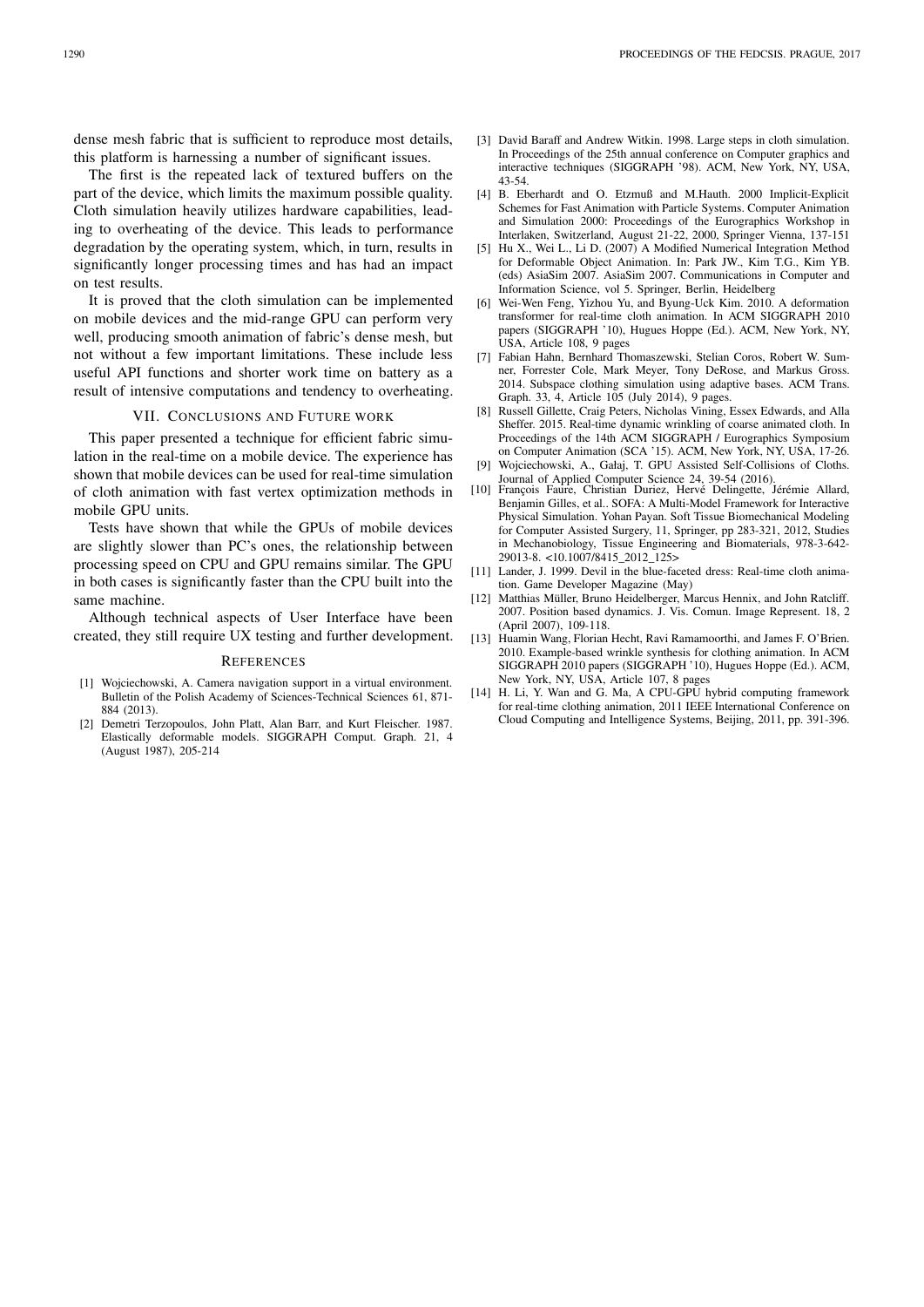dense mesh fabric that is sufficient to reproduce most details, this platform is harnessing a number of significant issues.

The first is the repeated lack of textured buffers on the part of the device, which limits the maximum possible quality. Cloth simulation heavily utilizes hardware capabilities, leading to overheating of the device. This leads to performance degradation by the operating system, which, in turn, results in significantly longer processing times and has had an impact on test results.

It is proved that the cloth simulation can be implemented on mobile devices and the mid-range GPU can perform very well, producing smooth animation of fabric's dense mesh, but not without a few important limitations. These include less useful API functions and shorter work time on battery as a result of intensive computations and tendency to overheating.

## VII. Conclusions and Future work

This paper presented a technique for efficient fabric simulation in the real-time on a mobile device. The experience has shown that mobile devices can be used for real-time simulation of cloth animation with fast vertex optimization methods in mobile GPU units.

Tests have shown that while the GPUs of mobile devices are slightly slower than PC's ones, the relationship between processing speed on CPU and GPU remains similar. The GPU in both cases is significantly faster than the CPU built into the same machine.

Although technical aspects of User Interface have been created, they still require UX testing and further development.

## References

[1] Wojciechowski, A. Camera navigation support in a virtual environment. Bulletin of the Polish Academy of Sciences-Technical Sciences 61, 871-884 (2013).

[2] Demetri Terzopoulos, John Platt, Alan Barr, and Kurt Fleischer. 1987. Elastically deformable models. SIGGRAPH Comput. Graph. 21, 4 (August 1987), 205-214

[3] David Baraff and Andrew Witkin. 1998. Large steps in cloth simulation. In Proceedings of the 25th annual conference on Computer graphics and interactive techniques (SIGGRAPH '98). ACM, New York, NY, USA, 43-54.

[4] B. Eberhardt and O. Etzmuß and M.Hauth. 2000 Implicit-Explicit Schemes for Fast Animation with Particle Systems. Computer Animation and Simulation 2000: Proceedings of the Eurographics Workshop in Interlaken, Switzerland, August 21-22, 2000, Springer Vienna, 137-151

[5] Hu X., Wei L., Li D. (2007) A Modified Numerical Integration Method for Deformable Object Animation. In: Park JW., Kim T.G., Kim YB. (eds) AsiaSim 2007. AsiaSim 2007. Communications in Computer and Information Science, vol 5. Springer, Berlin, Heidelberg

[6] Wei-Wen Feng, Yizhou Yu, and Byung-Uck Kim. 2010. A deformation transformer for real-time cloth animation. In ACM SIGGRAPH 2010 papers (SIGGRAPH '10), Hugues Hoppe (Ed.). ACM, New York, NY, USA, Article 108, 9 pages

[7] Fabian Hahn, Bernhard Thomaszewski, Stelian Coros, Robert W. Sumner, Forrester Cole, Mark Meyer, Tony DeRose, and Markus Gross. 2014. Subspace clothing simulation using adaptive bases. ACM Trans. Graph. 33, 4, Article 105 (July 2014), 9 pages.

[8] Russell Gillette, Craig Peters, Nicholas Vining, Essex Edwards, and Alla Sheffer. 2015. Real-time dynamic wrinkling of coarse animated cloth. In Proceedings of the 14th ACM SIGGRAPH / Eurographics Symposium on Computer Animation (SCA '15). ACM, New York, NY, USA, 17-26.

[9] Wojciechowski, A., Gałaj, T. GPU Assisted Self-Collisions of Cloths. Journal of Applied Computer Science 24, 39-54 (2016).

[10] François Faure, Christian Duriez, Hervé Delingette, Jérémie Allard, Benjamin Gilles, et al.. SOFA: A Multi-Model Framework for Interactive Physical Simulation. Yohan Payan. Soft Tissue Biomechanical Modeling for Computer Assisted Surgery, 11, Springer, pp 283-321, 2012, Studies in Mechanobiology, Tissue Engineering and Biomaterials, 978-3-642-29013-8. <10.1007/8415_2012_125>

[11] Lander, J. 1999. Devil in the blue-faceted dress: Real-time cloth animation. Game Developer Magazine (May)

[12] Matthias Müller, Bruno Heidelberger, Marcus Hennix, and John Ratcliff. 2007. Position based dynamics. J. Vis. Comun. Image Represent. 18, 2 (April 2007), 109-118.

[13] Huamin Wang, Florian Hecht, Ravi Ramamoorthi, and James F. O'Brien. 2010. Example-based wrinkle synthesis for clothing animation. In ACM SIGGRAPH 2010 papers (SIGGRAPH '10), Hugues Hoppe (Ed.). ACM, New York, NY, USA, Article 107, 8 pages

[14] H. Li, Y. Wan and G. Ma, A CPU-GPU hybrid computing framework for real-time clothing animation, 2011 IEEE International Conference on Cloud Computing and Intelligence Systems, Beijing, 2011, pp. 391-396.